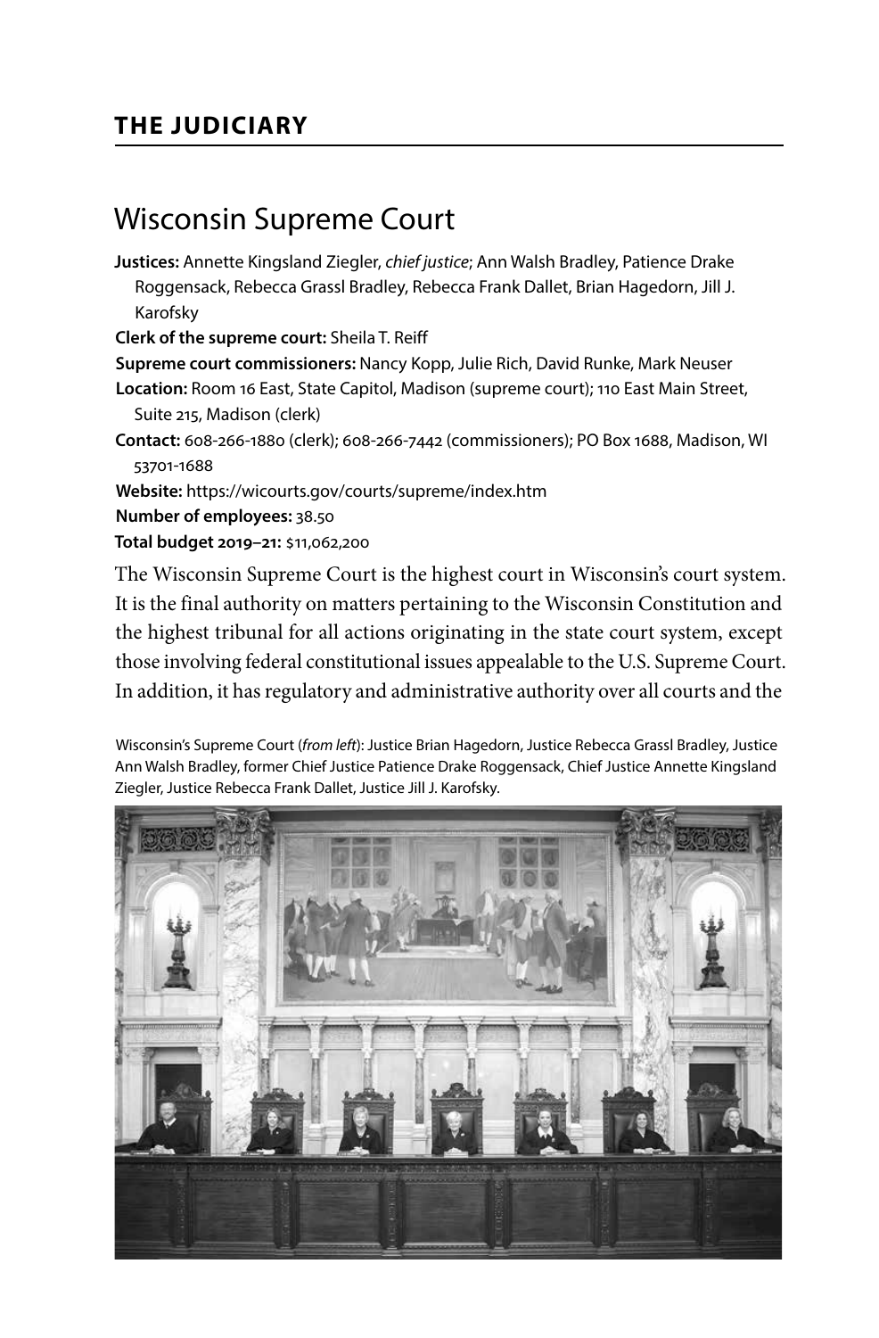## THE JUDICIARY

# Wisconsin Supreme Court

**Justices:** Annette Kingsland Ziegler, *chief justice*; Ann Walsh Bradley, Patience Drake Roggensack, Rebecca Grassl Bradley, Rebecca Frank Dallet, Brian Hagedorn, Jill J. Karofsky

**Clerk of the supreme court:** Sheila T. Reiff

**Supreme court commissioners:** Nancy Kopp, Julie Rich, David Runke, Mark Neuser

**Location:** Room 16 East, State Capitol, Madison (supreme court); 110 East Main Street, Suite 215, Madison (clerk)

**Contact:** 608-266-1880 (clerk); 608-266-7442 (commissioners); PO Box 1688, Madison, WI 53701-1688

**Website:** https://wicourts.gov/courts/supreme/index.htm

**Number of employees:** 38.50

**Total budget 2019–21:** $11,062,200

The Wisconsin Supreme Court is the highest court in Wisconsin's court system. It is the final authority on matters pertaining to the Wisconsin Constitution and the highest tribunal for all actions originating in the state court system, except those involving federal constitutional issues appealable to the U.S. Supreme Court. In addition, it has regulatory and administrative authority over all courts and the

Wisconsin's Supreme Court (*from left*): Justice Brian Hagedorn, Justice Rebecca Grassl Bradley, Justice Ann Walsh Bradley, former Chief Justice Patience Drake Roggensack, Chief Justice Annette Kingsland Ziegler, Justice Rebecca Frank Dallet, Justice Jill J. Karofsky.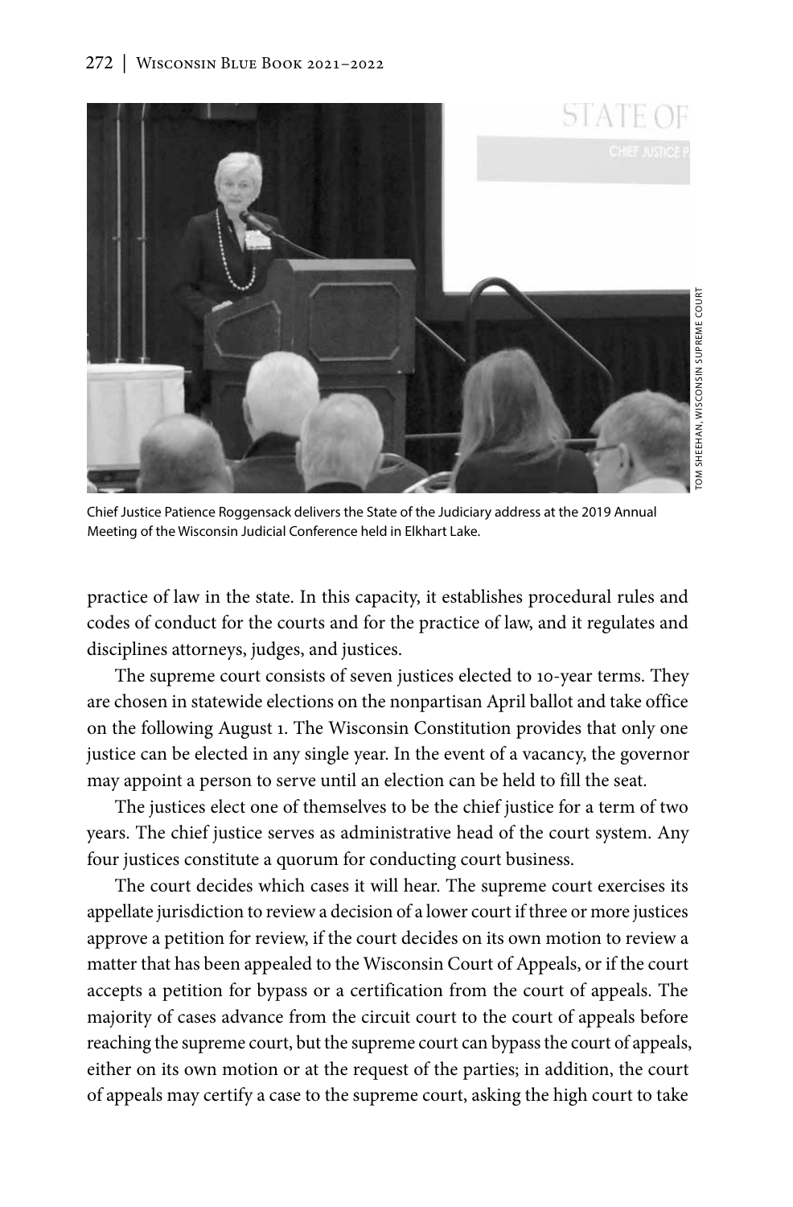Chief Justice Patience Roggensack delivers the State of the Judiciary address at the 2019 Annual Meeting of the Wisconsin Judicial Conference held in Elkhart Lake.

TOM SHEEHAN, WISCONSIN SUPREME COURT

practice of law in the state. In this capacity, it establishes procedural rules and codes of conduct for the courts and for the practice of law, and it regulates and disciplines attorneys, judges, and justices.

The supreme court consists of seven justices elected to 10-year terms. They are chosen in statewide elections on the nonpartisan April ballot and take office on the following August 1. The Wisconsin Constitution provides that only one justice can be elected in any single year. In the event of a vacancy, the governor may appoint a person to serve until an election can be held to fill the seat.

The justices elect one of themselves to be the chief justice for a term of two years. The chief justice serves as administrative head of the court system. Any four justices constitute a quorum for conducting court business.

The court decides which cases it will hear. The supreme court exercises its appellate jurisdiction to review a decision of a lower court if three or more justices approve a petition for review, if the court decides on its own motion to review a matter that has been appealed to the Wisconsin Court of Appeals, or if the court accepts a petition for bypass or a certification from the court of appeals. The majority of cases advance from the circuit court to the court of appeals before reaching the supreme court, but the supreme court can bypass the court of appeals, either on its own motion or at the request of the parties; in addition, the court of appeals may certify a case to the supreme court, asking the high court to take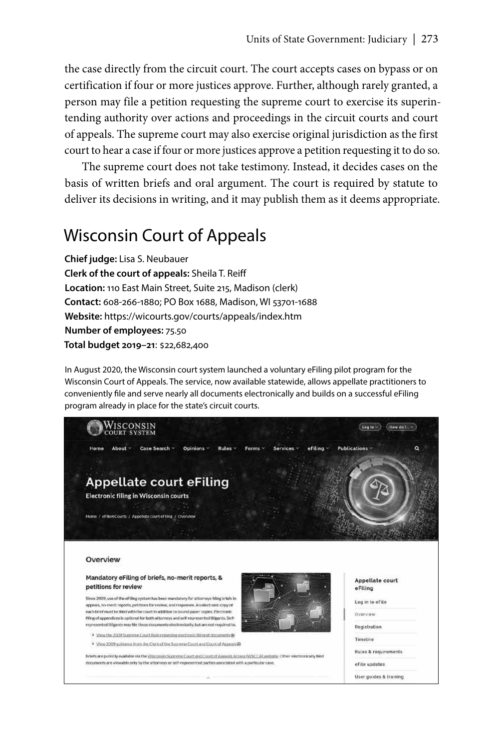the case directly from the circuit court. The court accepts cases on bypass or on certification if four or more justices approve. Further, although rarely granted, a person may file a petition requesting the supreme court to exercise its superintending authority over actions and proceedings in the circuit courts and court of appeals. The supreme court may also exercise original jurisdiction as the first court to hear a case if four or more justices approve a petition requesting it to do so.

The supreme court does not take testimony. Instead, it decides cases on the basis of written briefs and oral argument. The court is required by statute to deliver its decisions in writing, and it may publish them as it deems appropriate.

## Wisconsin Court of Appeals

**Chief judge:** Lisa S. Neubauer
**Clerk of the court of appeals:** Sheila T. Reiff
**Location:** 110 East Main Street, Suite 215, Madison (clerk)
**Contact:** 608-266-1880; PO Box 1688, Madison, WI 53701-1688
**Website:** https://wicourts.gov/courts/appeals/index.htm
**Number of employees:** 75.50
**Total budget 2019–21**: $22,682,400

In August 2020, the Wisconsin court system launched a voluntary eFiling pilot program for the Wisconsin Court of Appeals. The service, now available statewide, allows appellate practitioners to conveniently file and serve nearly all documents electronically and builds on a successful eFiling program already in place for the state's circuit courts.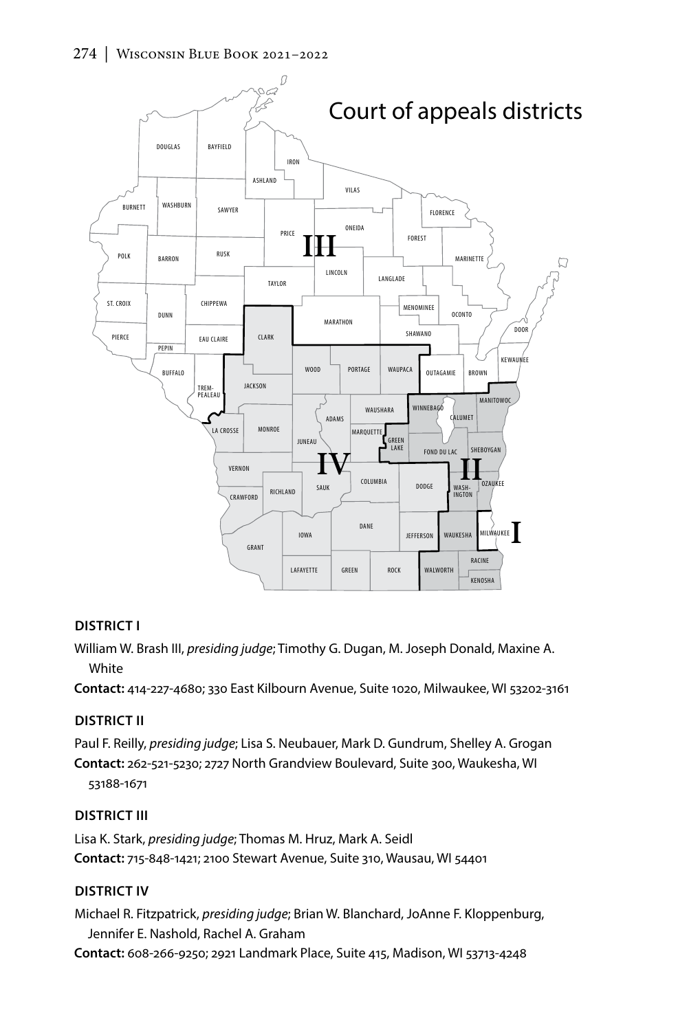## Court of appeals districts

### DISTRICT I

William W. Brash III, *presiding judge*; Timothy G. Dugan, M. Joseph Donald, Maxine A. White

**Contact:** 414-227-4680; 330 East Kilbourn Avenue, Suite 1020, Milwaukee, WI 53202-3161

### DISTRICT II

Paul F. Reilly, *presiding judge*; Lisa S. Neubauer, Mark D. Gundrum, Shelley A. Grogan

**Contact:** 262-521-5230; 2727 North Grandview Boulevard, Suite 300, Waukesha, WI 53188-1671

### DISTRICT III

Lisa K. Stark, *presiding judge*; Thomas M. Hruz, Mark A. Seidl

**Contact:** 715-848-1421; 2100 Stewart Avenue, Suite 310, Wausau, WI 54401

### DISTRICT IV

Michael R. Fitzpatrick, *presiding judge*; Brian W. Blanchard, JoAnne F. Kloppenburg, Jennifer E. Nashold, Rachel A. Graham

**Contact:** 608-266-9250; 2921 Landmark Place, Suite 415, Madison, WI 53713-4248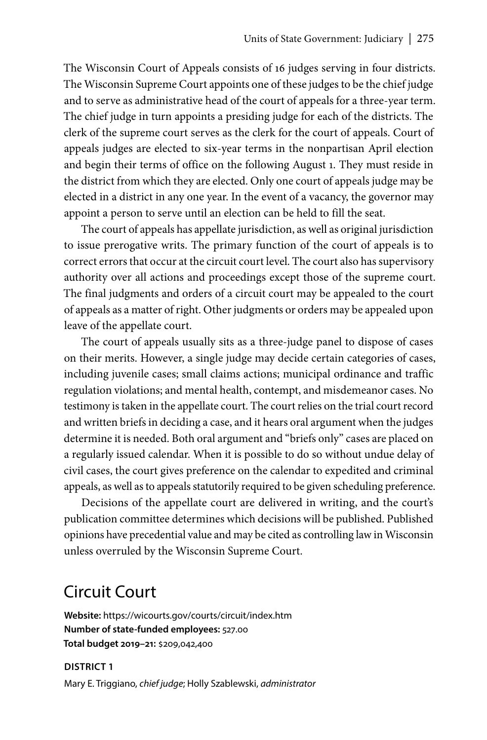The Wisconsin Court of Appeals consists of 16 judges serving in four districts. The Wisconsin Supreme Court appoints one of these judges to be the chief judge and to serve as administrative head of the court of appeals for a three-year term. The chief judge in turn appoints a presiding judge for each of the districts. The clerk of the supreme court serves as the clerk for the court of appeals. Court of appeals judges are elected to six-year terms in the nonpartisan April election and begin their terms of office on the following August 1. They must reside in the district from which they are elected. Only one court of appeals judge may be elected in a district in any one year. In the event of a vacancy, the governor may appoint a person to serve until an election can be held to fill the seat.

The court of appeals has appellate jurisdiction, as well as original jurisdiction to issue prerogative writs. The primary function of the court of appeals is to correct errors that occur at the circuit court level. The court also has supervisory authority over all actions and proceedings except those of the supreme court. The final judgments and orders of a circuit court may be appealed to the court of appeals as a matter of right. Other judgments or orders may be appealed upon leave of the appellate court.

The court of appeals usually sits as a three-judge panel to dispose of cases on their merits. However, a single judge may decide certain categories of cases, including juvenile cases; small claims actions; municipal ordinance and traffic regulation violations; and mental health, contempt, and misdemeanor cases. No testimony is taken in the appellate court. The court relies on the trial court record and written briefs in deciding a case, and it hears oral argument when the judges determine it is needed. Both oral argument and "briefs only" cases are placed on a regularly issued calendar. When it is possible to do so without undue delay of civil cases, the court gives preference on the calendar to expedited and criminal appeals, as well as to appeals statutorily required to be given scheduling preference.

Decisions of the appellate court are delivered in writing, and the court's publication committee determines which decisions will be published. Published opinions have precedential value and may be cited as controlling law in Wisconsin unless overruled by the Wisconsin Supreme Court.

## Circuit Court

**Website:** https://wicourts.gov/courts/circuit/index.htm
**Number of state-funded employees:** 527.00
**Total budget 2019–21:** $209,042,400

#### DISTRICT 1

Mary E. Triggiano, *chief judge*; Holly Szablewski, *administrator*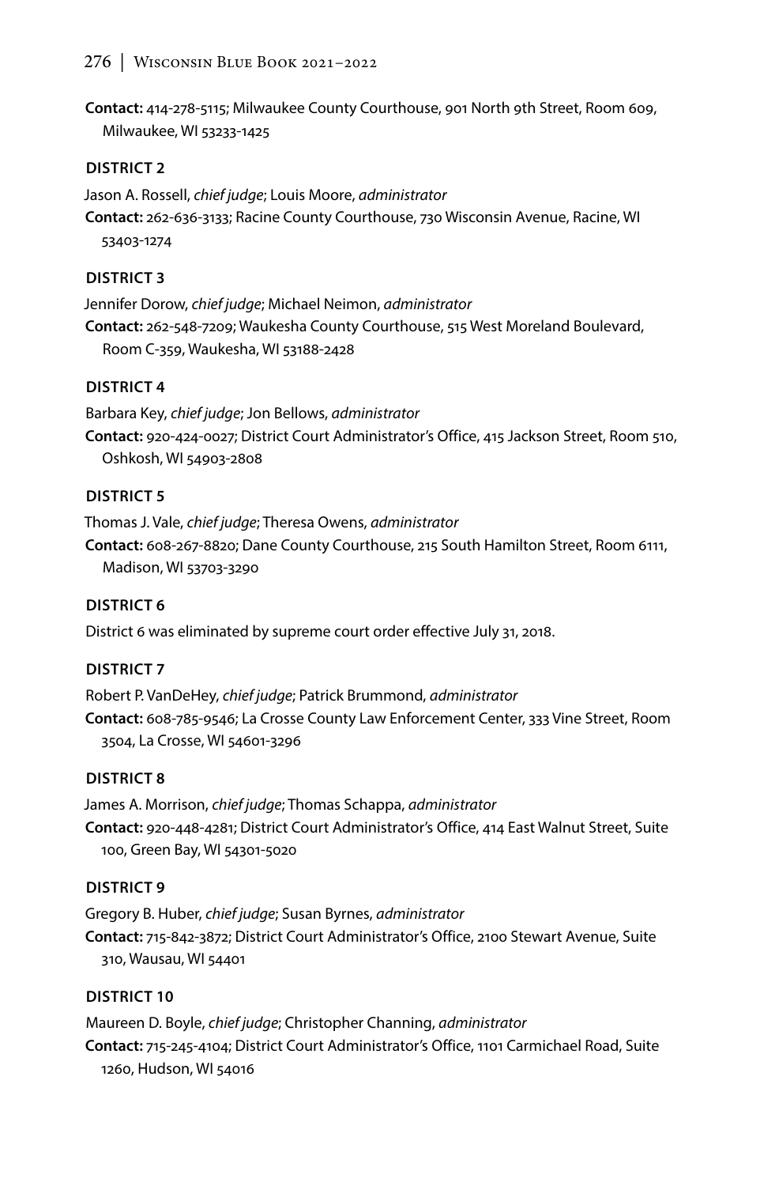**Contact:** 414-278-5115; Milwaukee County Courthouse, 901 North 9th Street, Room 609, Milwaukee, WI 53233-1425

**DISTRICT 2**

Jason A. Rossell, *chief judge*; Louis Moore, *administrator*
**Contact:** 262-636-3133; Racine County Courthouse, 730 Wisconsin Avenue, Racine, WI 53403-1274

**DISTRICT 3**

Jennifer Dorow, *chief judge*; Michael Neimon, *administrator*
**Contact:** 262-548-7209; Waukesha County Courthouse, 515 West Moreland Boulevard, Room C-359, Waukesha, WI 53188-2428

**DISTRICT 4**

Barbara Key, *chief judge*; Jon Bellows, *administrator*
**Contact:** 920-424-0027; District Court Administrator's Office, 415 Jackson Street, Room 510, Oshkosh, WI 54903-2808

**DISTRICT 5**

Thomas J. Vale, *chief judge*; Theresa Owens, *administrator*
**Contact:** 608-267-8820; Dane County Courthouse, 215 South Hamilton Street, Room 6111, Madison, WI 53703-3290

**DISTRICT 6**

District 6 was eliminated by supreme court order effective July 31, 2018.

**DISTRICT 7**

Robert P. VanDeHey, *chief judge*; Patrick Brummond, *administrator*
**Contact:** 608-785-9546; La Crosse County Law Enforcement Center, 333 Vine Street, Room 3504, La Crosse, WI 54601-3296

**DISTRICT 8**

James A. Morrison, *chief judge*; Thomas Schappa, *administrator*
**Contact:** 920-448-4281; District Court Administrator's Office, 414 East Walnut Street, Suite 100, Green Bay, WI 54301-5020

**DISTRICT 9**

Gregory B. Huber, *chief judge*; Susan Byrnes, *administrator*
**Contact:** 715-842-3872; District Court Administrator's Office, 2100 Stewart Avenue, Suite 310, Wausau, WI 54401

**DISTRICT 10**

Maureen D. Boyle, *chief judge*; Christopher Channing, *administrator*
**Contact:** 715-245-4104; District Court Administrator's Office, 1101 Carmichael Road, Suite 1260, Hudson, WI 54016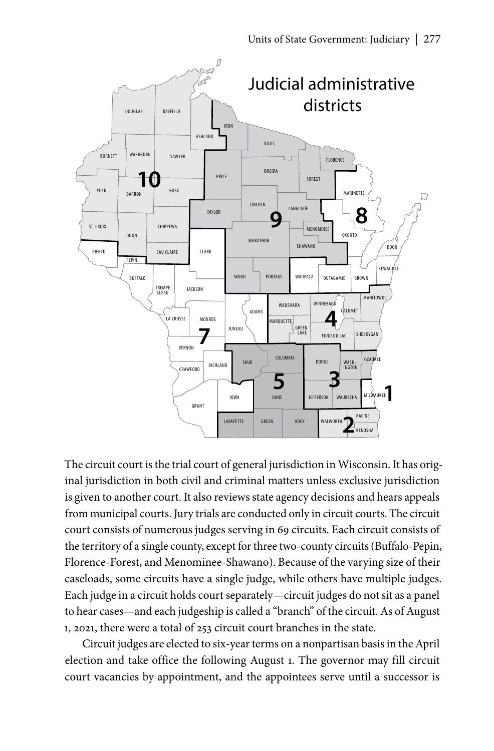**Judicial administrative districts**

The circuit court is the trial court of general jurisdiction in Wisconsin. It has original jurisdiction in both civil and criminal matters unless exclusive jurisdiction is given to another court. It also reviews state agency decisions and hears appeals from municipal courts. Jury trials are conducted only in circuit courts. The circuit court consists of numerous judges serving in 69 circuits. Each circuit consists of the territory of a single county, except for three two-county circuits (Buffalo-Pepin, Florence-Forest, and Menominee-Shawano). Because of the varying size of their caseloads, some circuits have a single judge, while others have multiple judges. Each judge in a circuit holds court separately—circuit judges do not sit as a panel to hear cases—and each judgeship is called a "branch" of the circuit. As of August 1, 2021, there were a total of 253 circuit court branches in the state.

Circuit judges are elected to six-year terms on a nonpartisan basis in the April election and take office the following August 1. The governor may fill circuit court vacancies by appointment, and the appointees serve until a successor is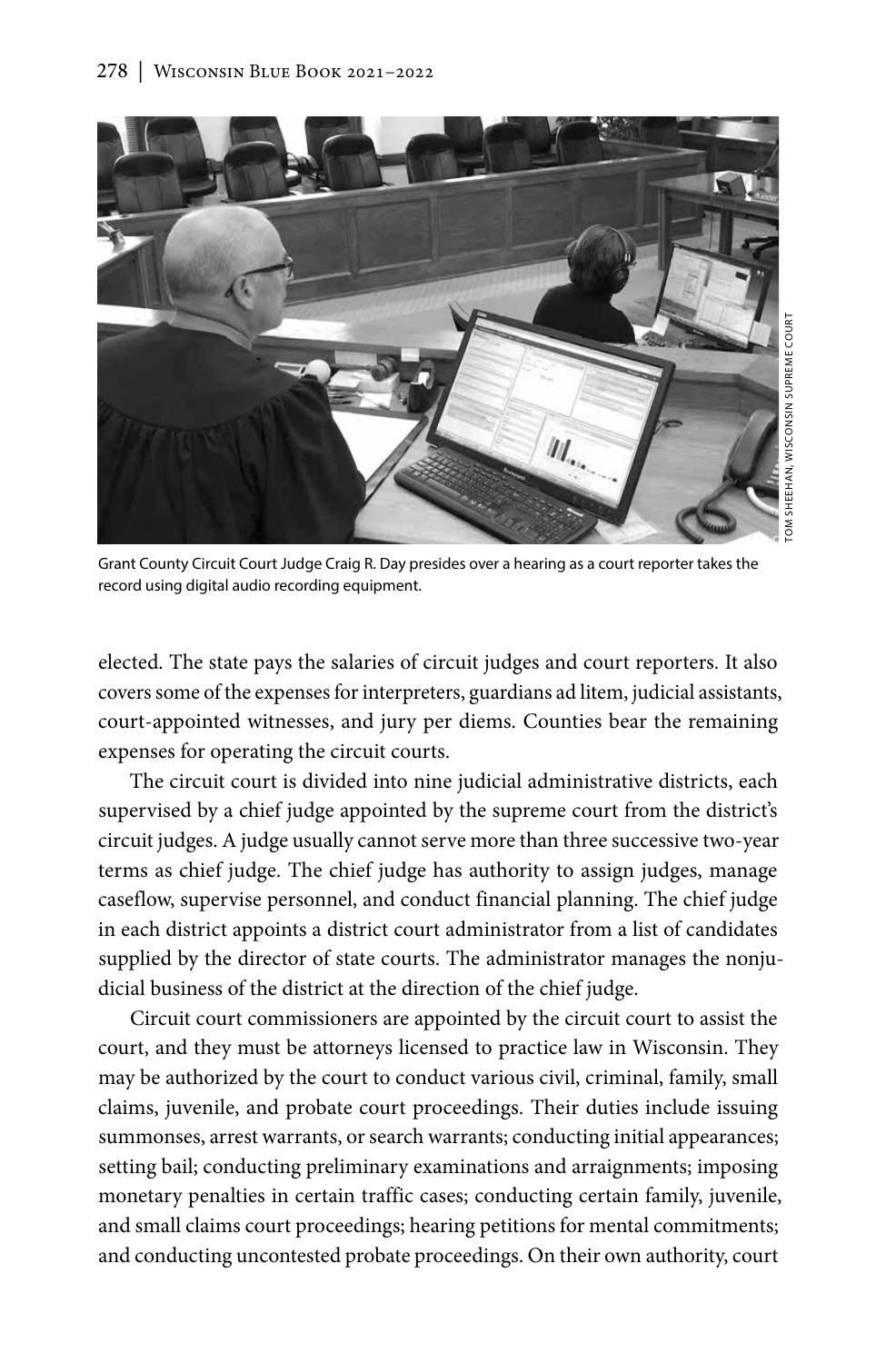Grant County Circuit Court Judge Craig R. Day presides over a hearing as a court reporter takes the record using digital audio recording equipment.

elected. The state pays the salaries of circuit judges and court reporters. It also covers some of the expenses for interpreters, guardians ad litem, judicial assistants, court-appointed witnesses, and jury per diems. Counties bear the remaining expenses for operating the circuit courts.

The circuit court is divided into nine judicial administrative districts, each supervised by a chief judge appointed by the supreme court from the district's circuit judges. A judge usually cannot serve more than three successive two-year terms as chief judge. The chief judge has authority to assign judges, manage caseflow, supervise personnel, and conduct financial planning. The chief judge in each district appoints a district court administrator from a list of candidates supplied by the director of state courts. The administrator manages the nonjudicial business of the district at the direction of the chief judge.

Circuit court commissioners are appointed by the circuit court to assist the court, and they must be attorneys licensed to practice law in Wisconsin. They may be authorized by the court to conduct various civil, criminal, family, small claims, juvenile, and probate court proceedings. Their duties include issuing summonses, arrest warrants, or search warrants; conducting initial appearances; setting bail; conducting preliminary examinations and arraignments; imposing monetary penalties in certain traffic cases; conducting certain family, juvenile, and small claims court proceedings; hearing petitions for mental commitments; and conducting uncontested probate proceedings. On their own authority, court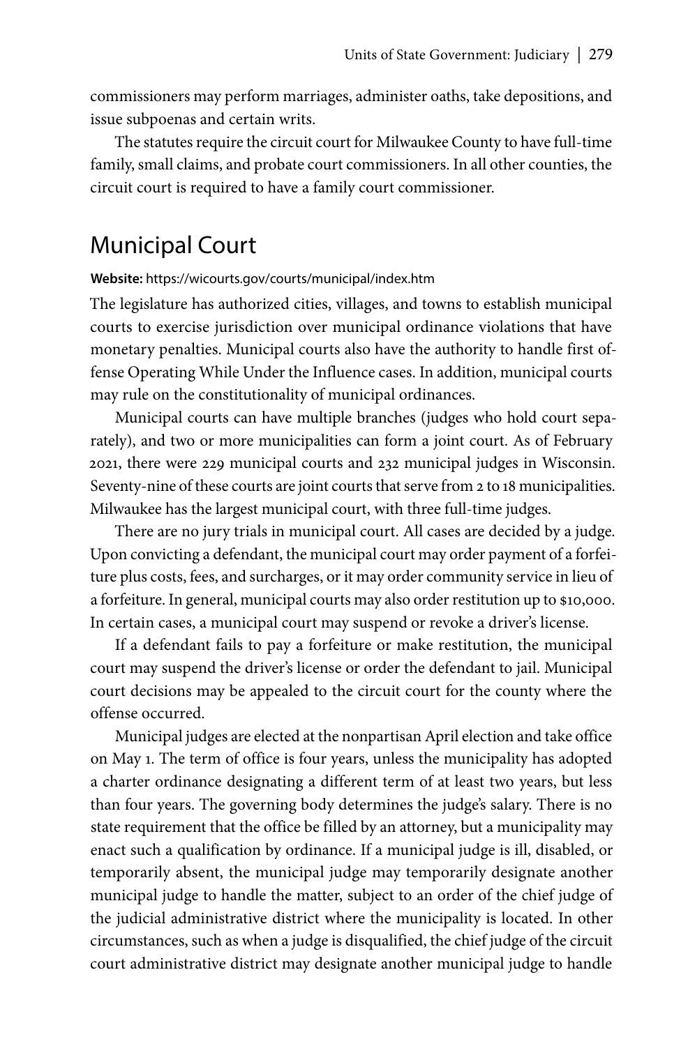commissioners may perform marriages, administer oaths, take depositions, and issue subpoenas and certain writs.

The statutes require the circuit court for Milwaukee County to have full-time family, small claims, and probate court commissioners. In all other counties, the circuit court is required to have a family court commissioner.

## Municipal Court

**Website:** https://wicourts.gov/courts/municipal/index.htm

The legislature has authorized cities, villages, and towns to establish municipal courts to exercise jurisdiction over municipal ordinance violations that have monetary penalties. Municipal courts also have the authority to handle first offense Operating While Under the Influence cases. In addition, municipal courts may rule on the constitutionality of municipal ordinances.

Municipal courts can have multiple branches (judges who hold court separately), and two or more municipalities can form a joint court. As of February 2021, there were 229 municipal courts and 232 municipal judges in Wisconsin. Seventy-nine of these courts are joint courts that serve from 2 to 18 municipalities. Milwaukee has the largest municipal court, with three full-time judges.

There are no jury trials in municipal court. All cases are decided by a judge. Upon convicting a defendant, the municipal court may order payment of a forfeiture plus costs, fees, and surcharges, or it may order community service in lieu of a forfeiture. In general, municipal courts may also order restitution up to $10,000. In certain cases, a municipal court may suspend or revoke a driver's license.

If a defendant fails to pay a forfeiture or make restitution, the municipal court may suspend the driver's license or order the defendant to jail. Municipal court decisions may be appealed to the circuit court for the county where the offense occurred.

Municipal judges are elected at the nonpartisan April election and take office on May 1. The term of office is four years, unless the municipality has adopted a charter ordinance designating a different term of at least two years, but less than four years. The governing body determines the judge's salary. There is no state requirement that the office be filled by an attorney, but a municipality may enact such a qualification by ordinance. If a municipal judge is ill, disabled, or temporarily absent, the municipal judge may temporarily designate another municipal judge to handle the matter, subject to an order of the chief judge of the judicial administrative district where the municipality is located. In other circumstances, such as when a judge is disqualified, the chief judge of the circuit court administrative district may designate another municipal judge to handle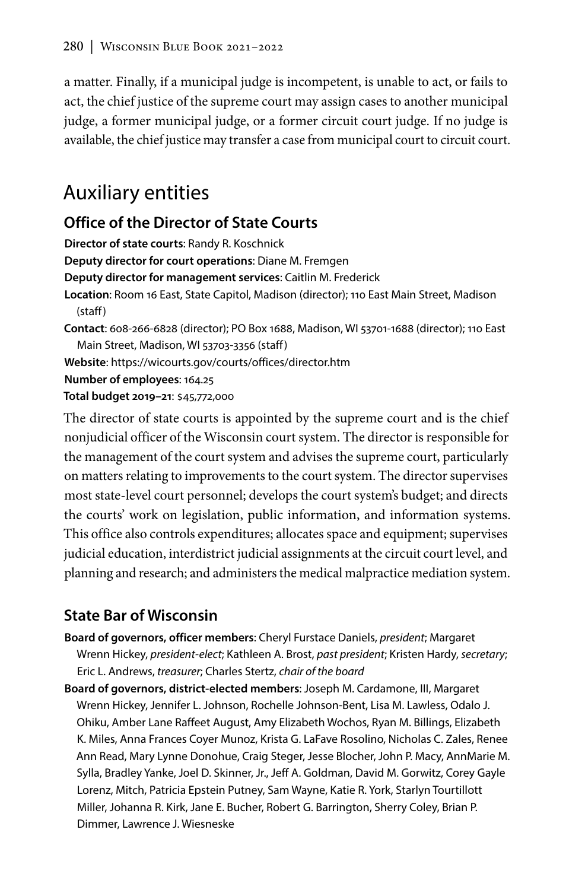a matter. Finally, if a municipal judge is incompetent, is unable to act, or fails to act, the chief justice of the supreme court may assign cases to another municipal judge, a former municipal judge, or a former circuit court judge. If no judge is available, the chief justice may transfer a case from municipal court to circuit court.

## Auxiliary entities

### Office of the Director of State Courts

**Director of state courts**: Randy R. Koschnick
**Deputy director for court operations**: Diane M. Fremgen
**Deputy director for management services**: Caitlin M. Frederick
**Location**: Room 16 East, State Capitol, Madison (director); 110 East Main Street, Madison (staff)
**Contact**: 608-266-6828 (director); PO Box 1688, Madison, WI 53701-1688 (director); 110 East Main Street, Madison, WI 53703-3356 (staff)
**Website**: https://wicourts.gov/courts/offices/director.htm
**Number of employees**: 164.25
**Total budget 2019–21**: $45,772,000

The director of state courts is appointed by the supreme court and is the chief nonjudicial officer of the Wisconsin court system. The director is responsible for the management of the court system and advises the supreme court, particularly on matters relating to improvements to the court system. The director supervises most state-level court personnel; develops the court system's budget; and directs the courts' work on legislation, public information, and information systems. This office also controls expenditures; allocates space and equipment; supervises judicial education, interdistrict judicial assignments at the circuit court level, and planning and research; and administers the medical malpractice mediation system.

### State Bar of Wisconsin

**Board of governors, officer members**: Cheryl Furstace Daniels, *president*; Margaret Wrenn Hickey, *president-elect*; Kathleen A. Brost, *past president*; Kristen Hardy, *secretary*; Eric L. Andrews, *treasurer*; Charles Stertz, *chair of the board*

**Board of governors, district-elected members**: Joseph M. Cardamone, III, Margaret Wrenn Hickey, Jennifer L. Johnson, Rochelle Johnson-Bent, Lisa M. Lawless, Odalo J. Ohiku, Amber Lane Raffeet August, Amy Elizabeth Wochos, Ryan M. Billings, Elizabeth K. Miles, Anna Frances Coyer Munoz, Krista G. LaFave Rosolino, Nicholas C. Zales, Renee Ann Read, Mary Lynne Donohue, Craig Steger, Jesse Blocher, John P. Macy, AnnMarie M. Sylla, Bradley Yanke, Joel D. Skinner, Jr., Jeff A. Goldman, David M. Gorwitz, Corey Gayle Lorenz, Mitch, Patricia Epstein Putney, Sam Wayne, Katie R. York, Starlyn Tourtillott Miller, Johanna R. Kirk, Jane E. Bucher, Robert G. Barrington, Sherry Coley, Brian P. Dimmer, Lawrence J. Wiesneske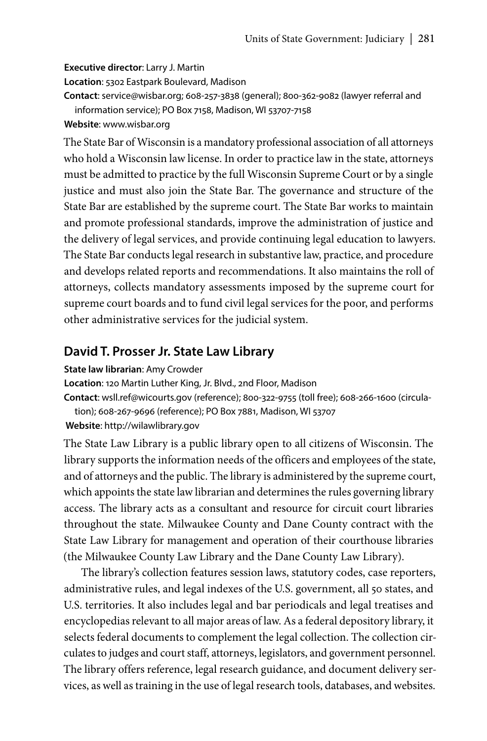**Executive director**: Larry J. Martin

**Location**: 5302 Eastpark Boulevard, Madison

**Contact**: service@wisbar.org; 608-257-3838 (general); 800-362-9082 (lawyer referral and information service); PO Box 7158, Madison, WI 53707-7158

**Website**: www.wisbar.org

The State Bar of Wisconsin is a mandatory professional association of all attorneys who hold a Wisconsin law license. In order to practice law in the state, attorneys must be admitted to practice by the full Wisconsin Supreme Court or by a single justice and must also join the State Bar. The governance and structure of the State Bar are established by the supreme court. The State Bar works to maintain and promote professional standards, improve the administration of justice and the delivery of legal services, and provide continuing legal education to lawyers. The State Bar conducts legal research in substantive law, practice, and procedure and develops related reports and recommendations. It also maintains the roll of attorneys, collects mandatory assessments imposed by the supreme court for supreme court boards and to fund civil legal services for the poor, and performs other administrative services for the judicial system.

## David T. Prosser Jr. State Law Library

**State law librarian**: Amy Crowder

**Location**: 120 Martin Luther King, Jr. Blvd., 2nd Floor, Madison

**Contact**: wsll.ref@wicourts.gov (reference); 800-322-9755 (toll free); 608-266-1600 (circulation); 608-267-9696 (reference); PO Box 7881, Madison, WI 53707

**Website**: http://wilawlibrary.gov

The State Law Library is a public library open to all citizens of Wisconsin. The library supports the information needs of the officers and employees of the state, and of attorneys and the public. The library is administered by the supreme court, which appoints the state law librarian and determines the rules governing library access. The library acts as a consultant and resource for circuit court libraries throughout the state. Milwaukee County and Dane County contract with the State Law Library for management and operation of their courthouse libraries (the Milwaukee County Law Library and the Dane County Law Library).

The library's collection features session laws, statutory codes, case reporters, administrative rules, and legal indexes of the U.S. government, all 50 states, and U.S. territories. It also includes legal and bar periodicals and legal treatises and encyclopedias relevant to all major areas of law. As a federal depository library, it selects federal documents to complement the legal collection. The collection circulates to judges and court staff, attorneys, legislators, and government personnel. The library offers reference, legal research guidance, and document delivery services, as well as training in the use of legal research tools, databases, and websites.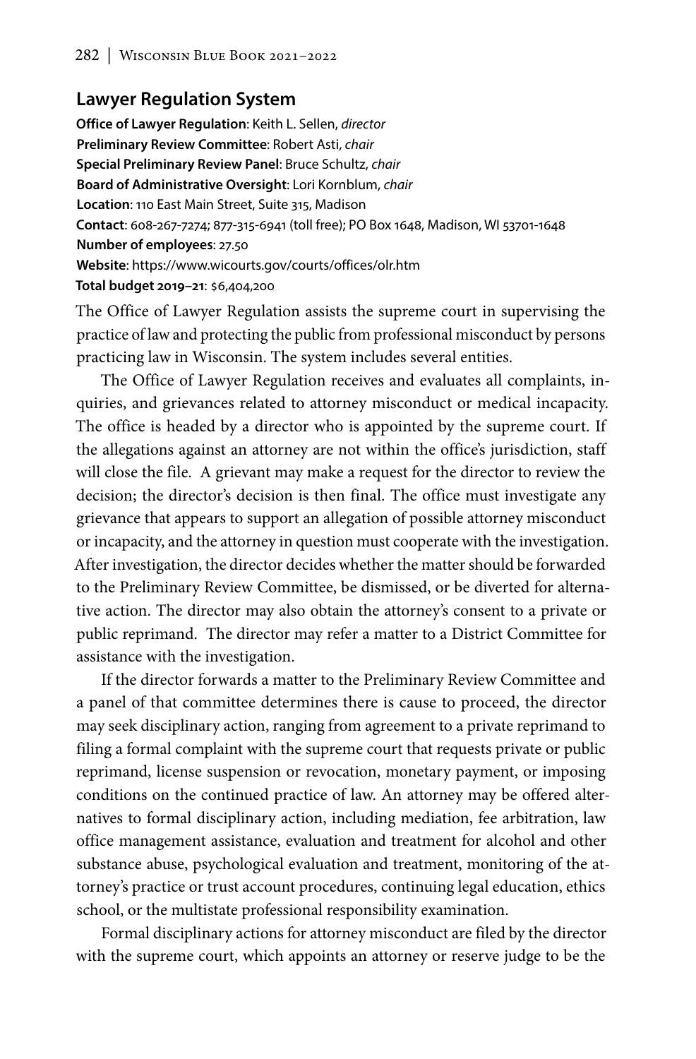## Lawyer Regulation System

**Office of Lawyer Regulation**: Keith L. Sellen, *director*
**Preliminary Review Committee**: Robert Asti, *chair*
**Special Preliminary Review Panel**: Bruce Schultz, *chair*
**Board of Administrative Oversight**: Lori Kornblum, *chair*
**Location**: 110 East Main Street, Suite 315, Madison
**Contact**: 608-267-7274; 877-315-6941 (toll free); PO Box 1648, Madison, WI 53701-1648
**Number of employees**: 27.50
**Website**: https://www.wicourts.gov/courts/offices/olr.htm
**Total budget 2019–21**: $6,404,200

The Office of Lawyer Regulation assists the supreme court in supervising the practice of law and protecting the public from professional misconduct by persons practicing law in Wisconsin. The system includes several entities.

The Office of Lawyer Regulation receives and evaluates all complaints, inquiries, and grievances related to attorney misconduct or medical incapacity. The office is headed by a director who is appointed by the supreme court. If the allegations against an attorney are not within the office's jurisdiction, staff will close the file. A grievant may make a request for the director to review the decision; the director's decision is then final. The office must investigate any grievance that appears to support an allegation of possible attorney misconduct or incapacity, and the attorney in question must cooperate with the investigation. After investigation, the director decides whether the matter should be forwarded to the Preliminary Review Committee, be dismissed, or be diverted for alternative action. The director may also obtain the attorney's consent to a private or public reprimand. The director may refer a matter to a District Committee for assistance with the investigation.

If the director forwards a matter to the Preliminary Review Committee and a panel of that committee determines there is cause to proceed, the director may seek disciplinary action, ranging from agreement to a private reprimand to filing a formal complaint with the supreme court that requests private or public reprimand, license suspension or revocation, monetary payment, or imposing conditions on the continued practice of law. An attorney may be offered alternatives to formal disciplinary action, including mediation, fee arbitration, law office management assistance, evaluation and treatment for alcohol and other substance abuse, psychological evaluation and treatment, monitoring of the attorney's practice or trust account procedures, continuing legal education, ethics school, or the multistate professional responsibility examination.

Formal disciplinary actions for attorney misconduct are filed by the director with the supreme court, which appoints an attorney or reserve judge to be the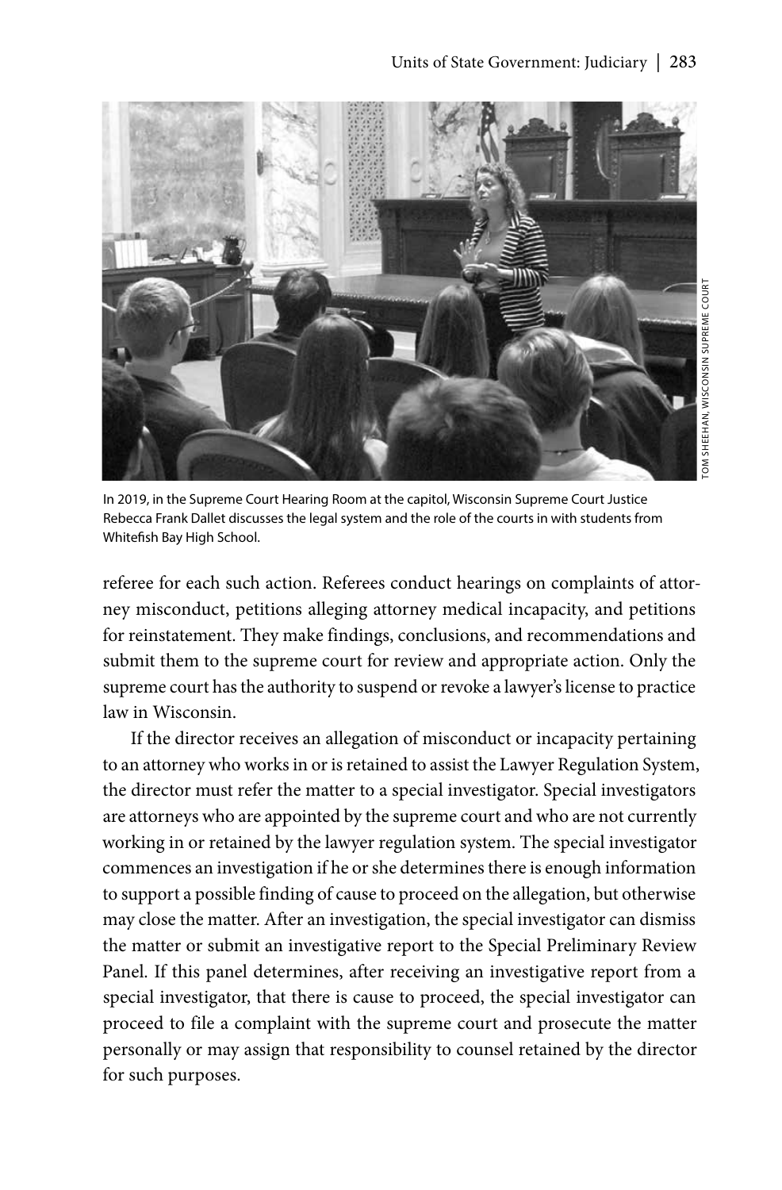In 2019, in the Supreme Court Hearing Room at the capitol, Wisconsin Supreme Court Justice Rebecca Frank Dallet discusses the legal system and the role of the courts in with students from Whitefish Bay High School.

referee for each such action. Referees conduct hearings on complaints of attorney misconduct, petitions alleging attorney medical incapacity, and petitions for reinstatement. They make findings, conclusions, and recommendations and submit them to the supreme court for review and appropriate action. Only the supreme court has the authority to suspend or revoke a lawyer's license to practice law in Wisconsin.

If the director receives an allegation of misconduct or incapacity pertaining to an attorney who works in or is retained to assist the Lawyer Regulation System, the director must refer the matter to a special investigator. Special investigators are attorneys who are appointed by the supreme court and who are not currently working in or retained by the lawyer regulation system. The special investigator commences an investigation if he or she determines there is enough information to support a possible finding of cause to proceed on the allegation, but otherwise may close the matter. After an investigation, the special investigator can dismiss the matter or submit an investigative report to the Special Preliminary Review Panel. If this panel determines, after receiving an investigative report from a special investigator, that there is cause to proceed, the special investigator can proceed to file a complaint with the supreme court and prosecute the matter personally or may assign that responsibility to counsel retained by the director for such purposes.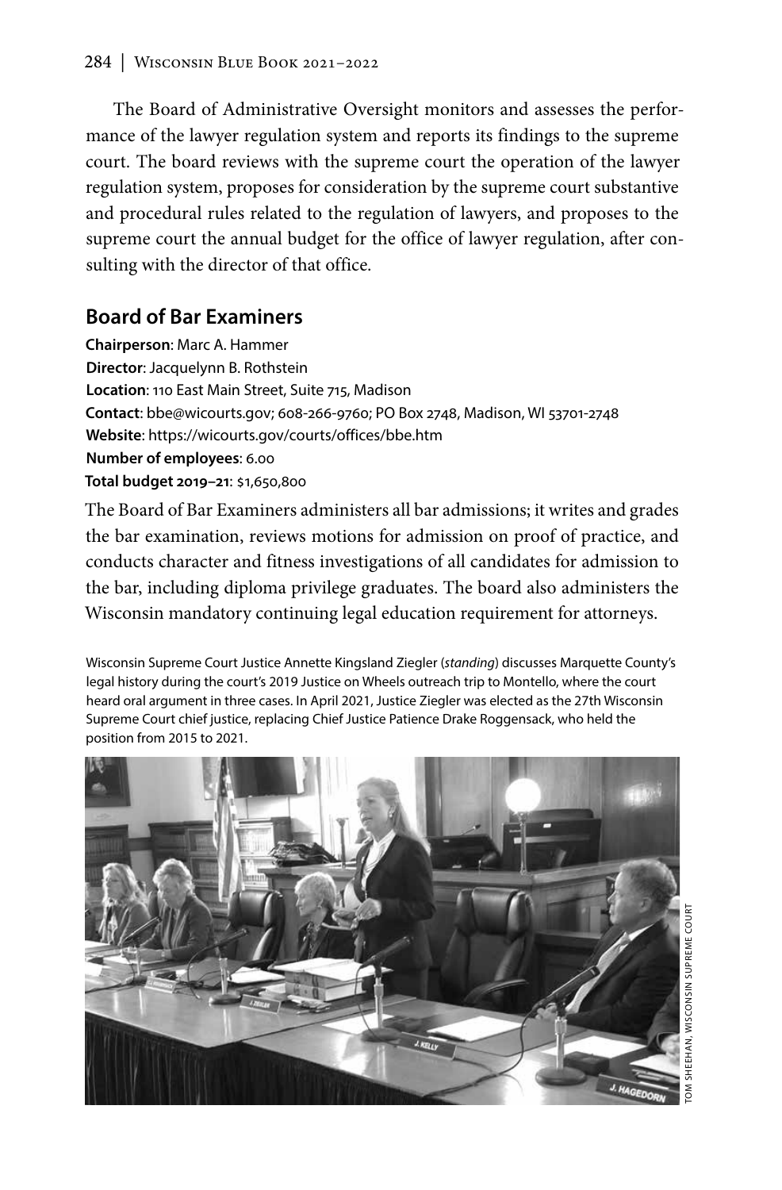The Board of Administrative Oversight monitors and assesses the performance of the lawyer regulation system and reports its findings to the supreme court. The board reviews with the supreme court the operation of the lawyer regulation system, proposes for consideration by the supreme court substantive and procedural rules related to the regulation of lawyers, and proposes to the supreme court the annual budget for the office of lawyer regulation, after consulting with the director of that office.

## Board of Bar Examiners

**Chairperson**: Marc A. Hammer
**Director**: Jacquelynn B. Rothstein
**Location**: 110 East Main Street, Suite 715, Madison
**Contact**: bbe@wicourts.gov; 608-266-9760; PO Box 2748, Madison, WI 53701-2748
**Website**: https://wicourts.gov/courts/offices/bbe.htm
**Number of employees**: 6.00
**Total budget 2019–21**: $1,650,800

The Board of Bar Examiners administers all bar admissions; it writes and grades the bar examination, reviews motions for admission on proof of practice, and conducts character and fitness investigations of all candidates for admission to the bar, including diploma privilege graduates. The board also administers the Wisconsin mandatory continuing legal education requirement for attorneys.

Wisconsin Supreme Court Justice Annette Kingsland Ziegler (*standing*) discusses Marquette County's legal history during the court's 2019 Justice on Wheels outreach trip to Montello, where the court heard oral argument in three cases. In April 2021, Justice Ziegler was elected as the 27th Wisconsin Supreme Court chief justice, replacing Chief Justice Patience Drake Roggensack, who held the position from 2015 to 2021.

TOM SHEEHAN, WISCONSIN SUPREME COURT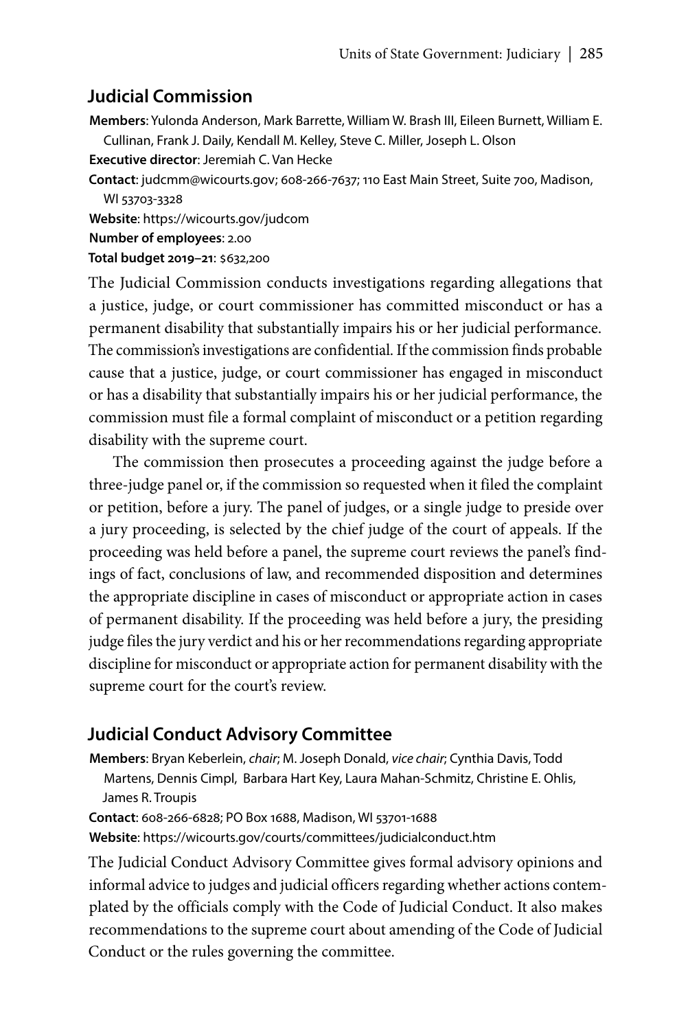## Judicial Commission

**Members**: Yulonda Anderson, Mark Barrette, William W. Brash III, Eileen Burnett, William E. Cullinan, Frank J. Daily, Kendall M. Kelley, Steve C. Miller, Joseph L. Olson
**Executive director**: Jeremiah C. Van Hecke
**Contact**: judcmm@wicourts.gov; 608-266-7637; 110 East Main Street, Suite 700, Madison, WI 53703-3328
**Website**: https://wicourts.gov/judcom
**Number of employees**: 2.00
**Total budget 2019–21**: $632,200

The Judicial Commission conducts investigations regarding allegations that a justice, judge, or court commissioner has committed misconduct or has a permanent disability that substantially impairs his or her judicial performance. The commission's investigations are confidential. If the commission finds probable cause that a justice, judge, or court commissioner has engaged in misconduct or has a disability that substantially impairs his or her judicial performance, the commission must file a formal complaint of misconduct or a petition regarding disability with the supreme court.

The commission then prosecutes a proceeding against the judge before a three-judge panel or, if the commission so requested when it filed the complaint or petition, before a jury. The panel of judges, or a single judge to preside over a jury proceeding, is selected by the chief judge of the court of appeals. If the proceeding was held before a panel, the supreme court reviews the panel's findings of fact, conclusions of law, and recommended disposition and determines the appropriate discipline in cases of misconduct or appropriate action in cases of permanent disability. If the proceeding was held before a jury, the presiding judge files the jury verdict and his or her recommendations regarding appropriate discipline for misconduct or appropriate action for permanent disability with the supreme court for the court's review.

## Judicial Conduct Advisory Committee

**Members**: Bryan Keberlein, *chair*; M. Joseph Donald, *vice chair*; Cynthia Davis, Todd Martens, Dennis Cimpl, Barbara Hart Key, Laura Mahan-Schmitz, Christine E. Ohlis, James R. Troupis
**Contact**: 608-266-6828; PO Box 1688, Madison, WI 53701-1688
**Website**: https://wicourts.gov/courts/committees/judicialconduct.htm

The Judicial Conduct Advisory Committee gives formal advisory opinions and informal advice to judges and judicial officers regarding whether actions contemplated by the officials comply with the Code of Judicial Conduct. It also makes recommendations to the supreme court about amending of the Code of Judicial Conduct or the rules governing the committee.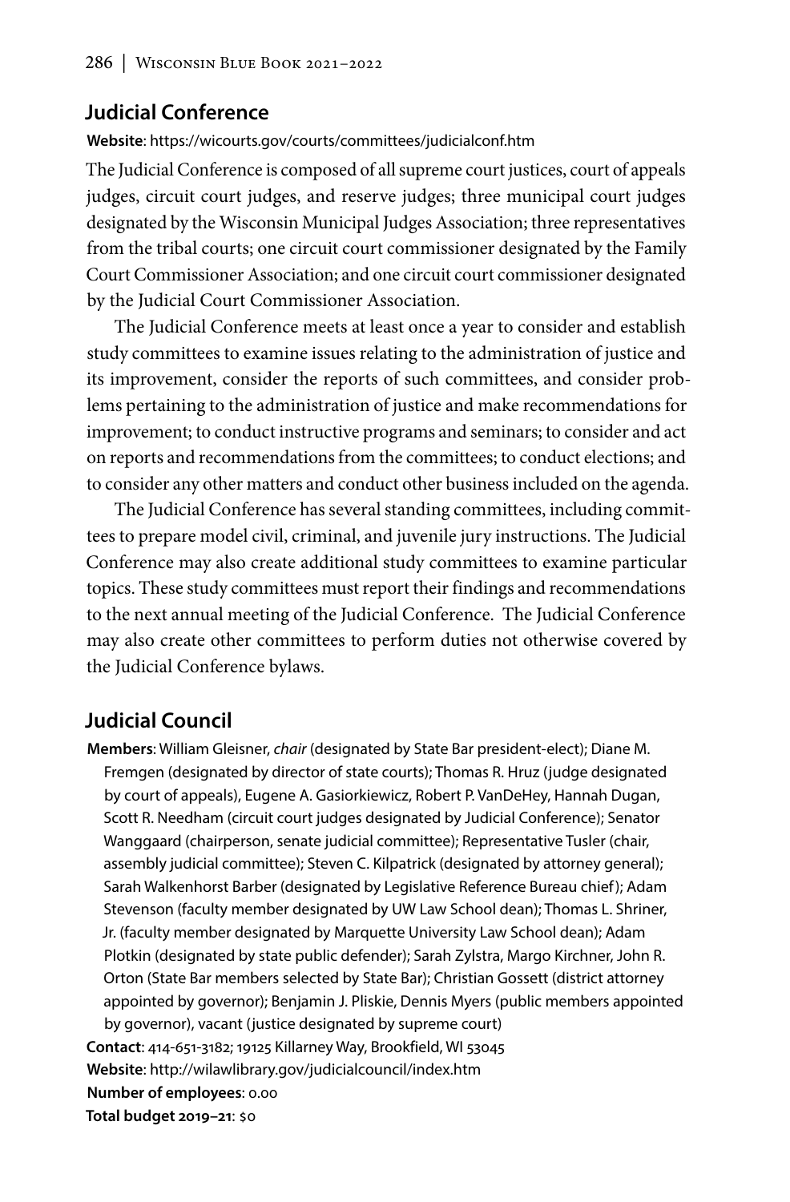## Judicial Conference

**Website**: https://wicourts.gov/courts/committees/judicialconf.htm

The Judicial Conference is composed of all supreme court justices, court of appeals judges, circuit court judges, and reserve judges; three municipal court judges designated by the Wisconsin Municipal Judges Association; three representatives from the tribal courts; one circuit court commissioner designated by the Family Court Commissioner Association; and one circuit court commissioner designated by the Judicial Court Commissioner Association.

The Judicial Conference meets at least once a year to consider and establish study committees to examine issues relating to the administration of justice and its improvement, consider the reports of such committees, and consider problems pertaining to the administration of justice and make recommendations for improvement; to conduct instructive programs and seminars; to consider and act on reports and recommendations from the committees; to conduct elections; and to consider any other matters and conduct other business included on the agenda.

The Judicial Conference has several standing committees, including committees to prepare model civil, criminal, and juvenile jury instructions. The Judicial Conference may also create additional study committees to examine particular topics. These study committees must report their findings and recommendations to the next annual meeting of the Judicial Conference. The Judicial Conference may also create other committees to perform duties not otherwise covered by the Judicial Conference bylaws.

## Judicial Council

**Members**: William Gleisner, *chair* (designated by State Bar president-elect); Diane M. Fremgen (designated by director of state courts); Thomas R. Hruz (judge designated by court of appeals), Eugene A. Gasiorkiewicz, Robert P. VanDeHey, Hannah Dugan, Scott R. Needham (circuit court judges designated by Judicial Conference); Senator Wanggaard (chairperson, senate judicial committee); Representative Tusler (chair, assembly judicial committee); Steven C. Kilpatrick (designated by attorney general); Sarah Walkenhorst Barber (designated by Legislative Reference Bureau chief); Adam Stevenson (faculty member designated by UW Law School dean); Thomas L. Shriner, Jr. (faculty member designated by Marquette University Law School dean); Adam Plotkin (designated by state public defender); Sarah Zylstra, Margo Kirchner, John R. Orton (State Bar members selected by State Bar); Christian Gossett (district attorney appointed by governor); Benjamin J. Pliskie, Dennis Myers (public members appointed by governor), vacant (justice designated by supreme court)

**Contact**: 414-651-3182; 19125 Killarney Way, Brookfield, WI 53045

**Website**: http://wilawlibrary.gov/judicialcouncil/index.htm

**Number of employees**: 0.00

**Total budget 2019–21**: $0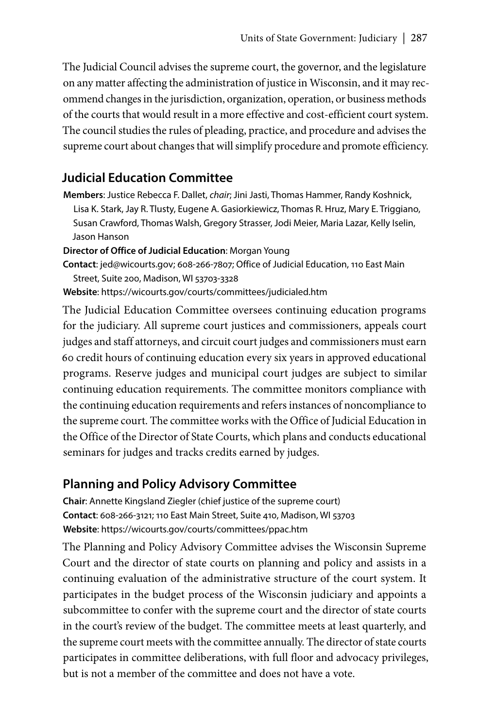The Judicial Council advises the supreme court, the governor, and the legislature on any matter affecting the administration of justice in Wisconsin, and it may recommend changes in the jurisdiction, organization, operation, or business methods of the courts that would result in a more effective and cost-efficient court system. The council studies the rules of pleading, practice, and procedure and advises the supreme court about changes that will simplify procedure and promote efficiency.

## Judicial Education Committee

**Members**: Justice Rebecca F. Dallet, *chair*; Jini Jasti, Thomas Hammer, Randy Koshnick, Lisa K. Stark, Jay R. Tlusty, Eugene A. Gasiorkiewicz, Thomas R. Hruz, Mary E. Triggiano, Susan Crawford, Thomas Walsh, Gregory Strasser, Jodi Meier, Maria Lazar, Kelly Iselin, Jason Hanson

**Director of Office of Judicial Education**: Morgan Young

**Contact**: jed@wicourts.gov; 608-266-7807; Office of Judicial Education, 110 East Main Street, Suite 200, Madison, WI 53703-3328

**Website**: https://wicourts.gov/courts/committees/judicialed.htm

The Judicial Education Committee oversees continuing education programs for the judiciary. All supreme court justices and commissioners, appeals court judges and staff attorneys, and circuit court judges and commissioners must earn 60 credit hours of continuing education every six years in approved educational programs. Reserve judges and municipal court judges are subject to similar continuing education requirements. The committee monitors compliance with the continuing education requirements and refers instances of noncompliance to the supreme court. The committee works with the Office of Judicial Education in the Office of the Director of State Courts, which plans and conducts educational seminars for judges and tracks credits earned by judges.

## Planning and Policy Advisory Committee

**Chair**: Annette Kingsland Ziegler (chief justice of the supreme court)

**Contact**: 608-266-3121; 110 East Main Street, Suite 410, Madison, WI 53703

**Website**: https://wicourts.gov/courts/committees/ppac.htm

The Planning and Policy Advisory Committee advises the Wisconsin Supreme Court and the director of state courts on planning and policy and assists in a continuing evaluation of the administrative structure of the court system. It participates in the budget process of the Wisconsin judiciary and appoints a subcommittee to confer with the supreme court and the director of state courts in the court's review of the budget. The committee meets at least quarterly, and the supreme court meets with the committee annually. The director of state courts participates in committee deliberations, with full floor and advocacy privileges, but is not a member of the committee and does not have a vote.